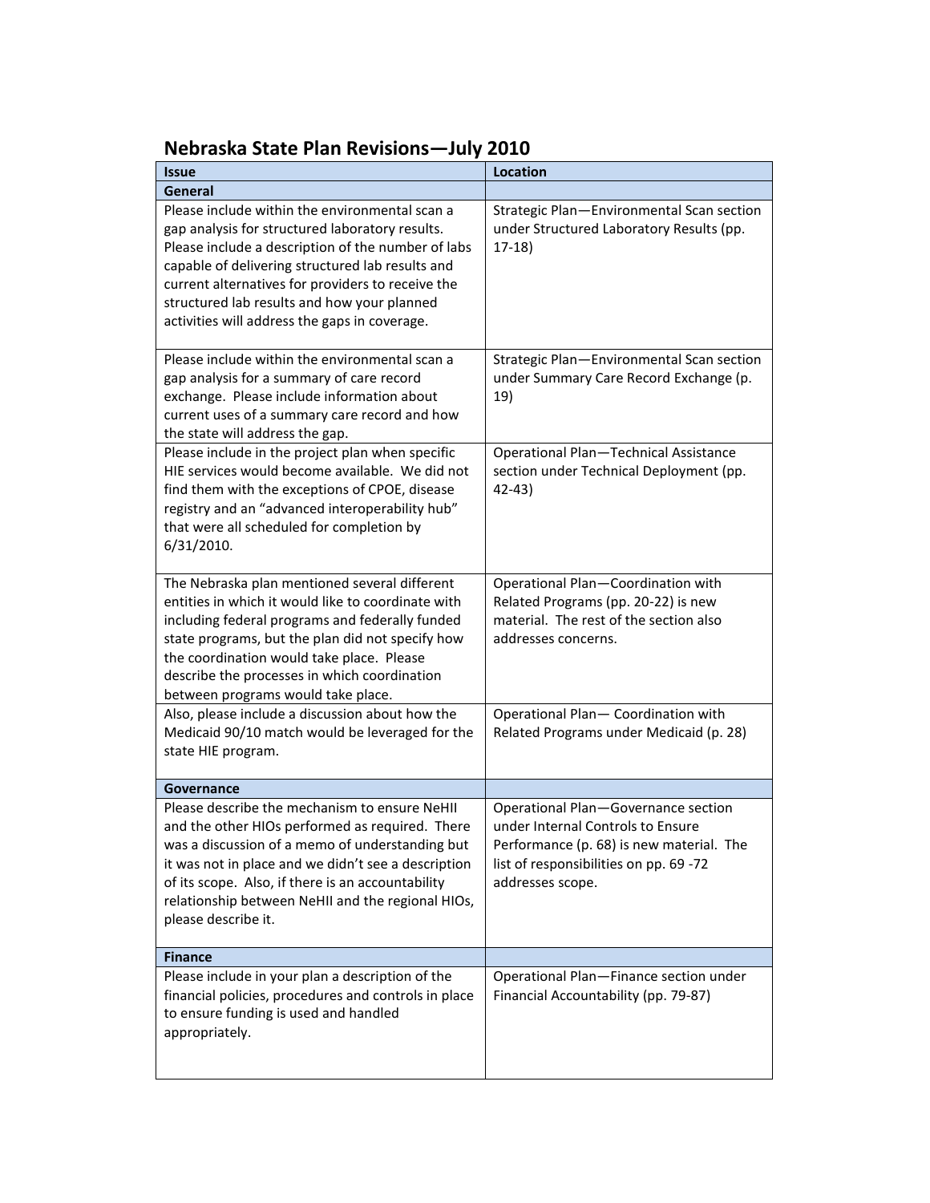# Nebraska State Plan Revisions—July 2010

| Issue | Location |
|---|---|
| **General** | |
| Please include within the environmental scan a gap analysis for structured laboratory results. Please include a description of the number of labs capable of delivering structured lab results and current alternatives for providers to receive the structured lab results and how your planned activities will address the gaps in coverage. | Strategic Plan—Environmental Scan section under Structured Laboratory Results (pp. 17-18) |
| Please include within the environmental scan a gap analysis for a summary of care record exchange. Please include information about current uses of a summary care record and how the state will address the gap. | Strategic Plan—Environmental Scan section under Summary Care Record Exchange (p. 19) |
| Please include in the project plan when specific HIE services would become available. We did not find them with the exceptions of CPOE, disease registry and an "advanced interoperability hub" that were all scheduled for completion by 6/31/2010. | Operational Plan—Technical Assistance section under Technical Deployment (pp. 42-43) |
| The Nebraska plan mentioned several different entities in which it would like to coordinate with including federal programs and federally funded state programs, but the plan did not specify how the coordination would take place. Please describe the processes in which coordination between programs would take place. | Operational Plan—Coordination with Related Programs (pp. 20-22) is new material. The rest of the section also addresses concerns. |
| Also, please include a discussion about how the Medicaid 90/10 match would be leveraged for the state HIE program. | Operational Plan— Coordination with Related Programs under Medicaid (p. 28) |
| **Governance** | |
| Please describe the mechanism to ensure NeHII and the other HIOs performed as required. There was a discussion of a memo of understanding but it was not in place and we didn't see a description of its scope. Also, if there is an accountability relationship between NeHII and the regional HIOs, please describe it. | Operational Plan—Governance section under Internal Controls to Ensure Performance (p. 68) is new material. The list of responsibilities on pp. 69 -72 addresses scope. |
| **Finance** | |
| Please include in your plan a description of the financial policies, procedures and controls in place to ensure funding is used and handled appropriately. | Operational Plan—Finance section under Financial Accountability (pp. 79-87) |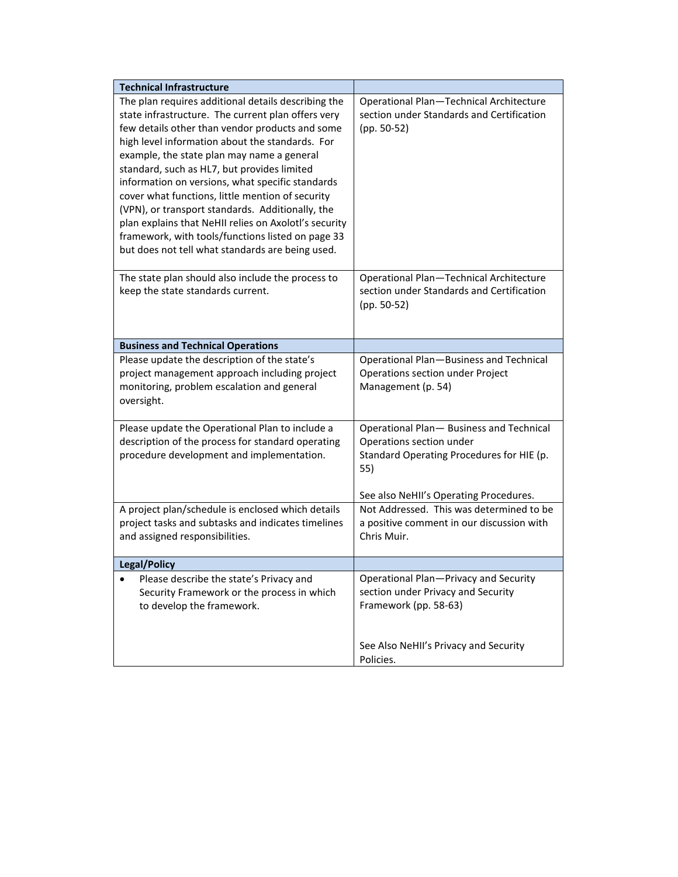| | |
|---|---|
| **Technical Infrastructure** | |
| The plan requires additional details describing the state infrastructure. The current plan offers very few details other than vendor products and some high level information about the standards. For example, the state plan may name a general standard, such as HL7, but provides limited information on versions, what specific standards cover what functions, little mention of security (VPN), or transport standards. Additionally, the plan explains that NeHII relies on Axolotl's security framework, with tools/functions listed on page 33 but does not tell what standards are being used. | Operational Plan—Technical Architecture section under Standards and Certification (pp. 50-52) |
| The state plan should also include the process to keep the state standards current. | Operational Plan—Technical Architecture section under Standards and Certification (pp. 50-52) |
| **Business and Technical Operations** | |
| Please update the description of the state's project management approach including project monitoring, problem escalation and general oversight. | Operational Plan—Business and Technical Operations section under Project Management (p. 54) |
| Please update the Operational Plan to include a description of the process for standard operating procedure development and implementation. | Operational Plan— Business and Technical Operations section under Standard Operating Procedures for HIE (p. 55)<br><br>See also NeHII's Operating Procedures. |
| A project plan/schedule is enclosed which details project tasks and subtasks and indicates timelines and assigned responsibilities. | Not Addressed. This was determined to be a positive comment in our discussion with Chris Muir. |
| **Legal/Policy** | |
| • Please describe the state's Privacy and Security Framework or the process in which to develop the framework. | Operational Plan—Privacy and Security section under Privacy and Security Framework (pp. 58-63)<br><br>See Also NeHII's Privacy and Security Policies. |